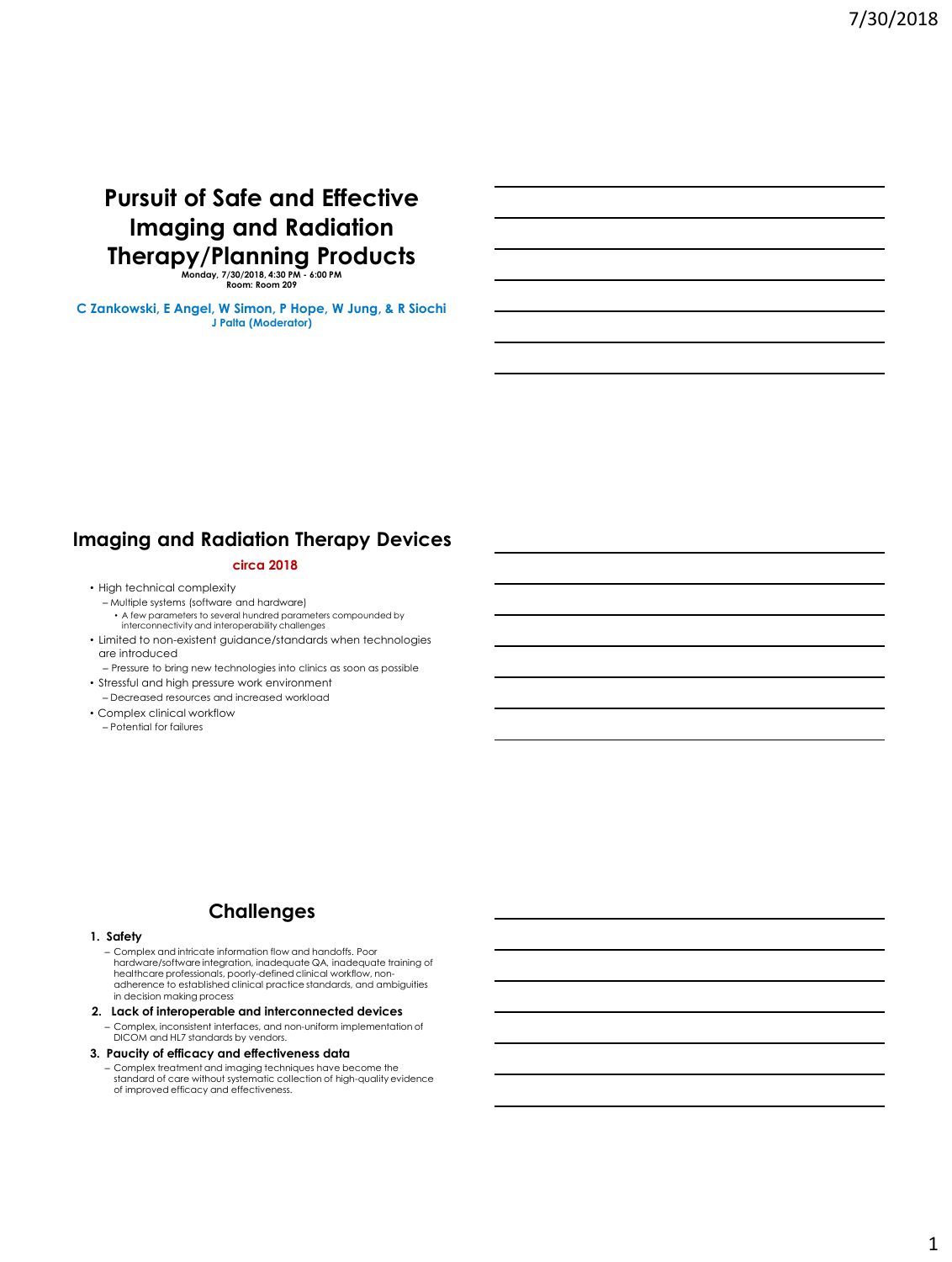# Pursuit of Safe and Effective Imaging and Radiation Therapy/Planning Products

**Monday, 7/30/2018, 4:30 PM - 6:00 PM**
**Room: Room 209**

**C Zankowski, E Angel, W Simon, P Hope, W Jung, & R Siochi**
**J Palta (Moderator)**

## Imaging and Radiation Therapy Devices

**circa 2018**

- High technical complexity
  - Multiple systems (software and hardware)
    - A few parameters to several hundred parameters compounded by interconnectivity and interoperability challenges
- Limited to non-existent guidance/standards when technologies are introduced
  - Pressure to bring new technologies into clinics as soon as possible
- Stressful and high pressure work environment
  - Decreased resources and increased workload
- Complex clinical workflow
  - Potential for failures

## Challenges

1. **Safety**
   - Complex and intricate information flow and handoffs. Poor hardware/software integration, inadequate QA, inadequate training of healthcare professionals, poorly-defined clinical workflow, non-adherence to established clinical practice standards, and ambiguities in decision making process
2. **Lack of interoperable and interconnected devices**
   - Complex, inconsistent interfaces, and non-uniform implementation of DICOM and HL7 standards by vendors.
3. **Paucity of efficacy and effectiveness data**
   - Complex treatment and imaging techniques have become the standard of care without systematic collection of high-quality evidence of improved efficacy and effectiveness.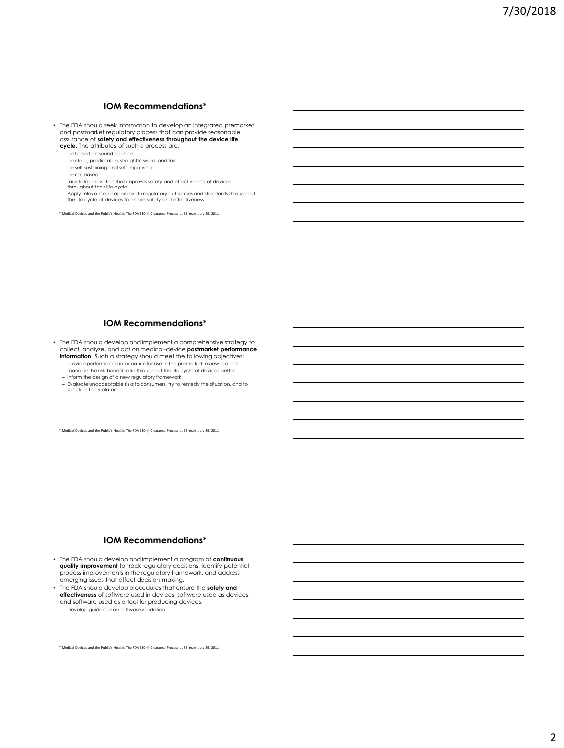## IOM Recommendations*

- The FDA should seek information to develop an integrated premarket and postmarket regulatory process that can provide reasonable assurance of **safety and effectiveness throughout the device life cycle**. The attributes of such a process are:
  - be based on sound science
  - be clear, predictable, straightforward, and fair
  - be self-sustaining and self-improving
  - be risk-based
  - facilitate innovation that improves safety and effectiveness of devices throughout their life cycle
  - Apply relevant and appropriate regulatory authorities and standards throughout the life cycle of devices to ensure safety and effectiveness

\* Medical Devices and the Public's Health: The FDA 510(k) Clearance Process at 35 Years, July 29, 2011

## IOM Recommendations*

- The FDA should develop and implement a comprehensive strategy to collect, analyze, and act on medical-device **postmarket performance information**. Such a strategy should meet the following objectives:
  - provide performance information for use in the premarket review process
  - manage the risk-benefit ratio throughout the life cycle of devices better
  - inform the design of a new regulatory framework
  - Evaluate unacceptable risks to consumers, try to remedy the situation, and to sanction the violators

\* Medical Devices and the Public's Health: The FDA 510(k) Clearance Process at 35 Years, July 29, 2011

## IOM Recommendations*

- The FDA should develop and implement a program of **continuous quality improvement** to track regulatory decisions, identify potential process improvements in the regulatory framework, and address emerging issues that affect decision making.
- The FDA should develop procedures that ensure the **safety and effectiveness** of software used in devices, software used as devices, and software used as a tool for producing devices.
  - Develop guidance on software validation

\* Medical Devices and the Public's Health: The FDA 510(k) Clearance Process at 35 Years, July 29, 2011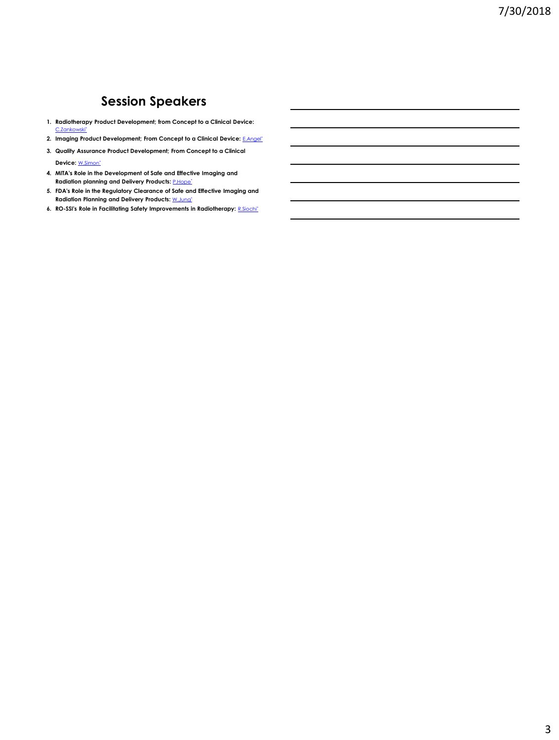# Session Speakers

1. **Radiotherapy Product Development; from Concept to a Clinical Device:** C.Zankowski*
2. **Imaging Product Development; From Concept to a Clinical Device:** E.Angel*
3. **Quality Assurance Product Development; From Concept to a Clinical Device:** W.Simon*
4. **MITA's Role in the Development of Safe and Effective Imaging and Radiation planning and Delivery Products:** P.Hope*
5. **FDA's Role in the Regulatory Clearance of Safe and Effective Imaging and Radiation Planning and Delivery Products:** W.Jung*
6. **RO-SSI's Role in Facilitating Safety Improvements in Radiotherapy:** R.Siochi*